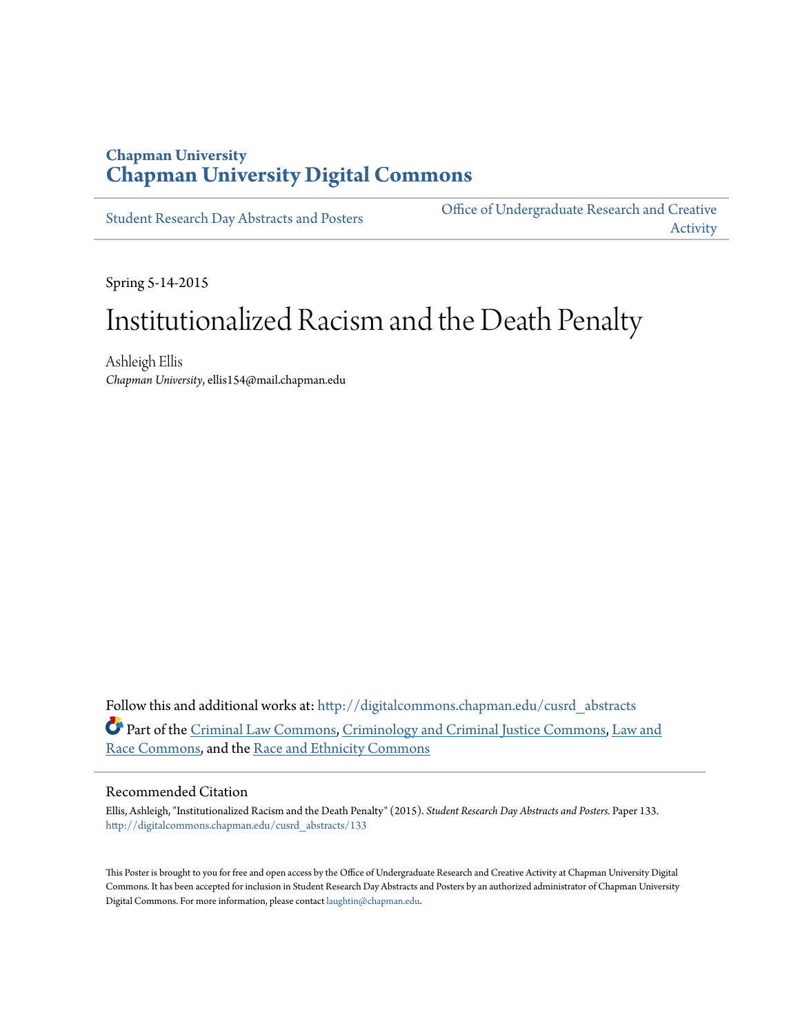Chapman University

# Chapman University Digital Commons

Student Research Day Abstracts and Posters

Office of Undergraduate Research and Creative Activity

Spring 5-14-2015

# Institutionalized Racism and the Death Penalty

Ashleigh Ellis
*Chapman University*, ellis154@mail.chapman.edu

Follow this and additional works at: http://digitalcommons.chapman.edu/cusrd_abstracts

Part of the Criminal Law Commons, Criminology and Criminal Justice Commons, Law and Race Commons, and the Race and Ethnicity Commons

## Recommended Citation

Ellis, Ashleigh, "Institutionalized Racism and the Death Penalty" (2015). *Student Research Day Abstracts and Posters.* Paper 133. http://digitalcommons.chapman.edu/cusrd_abstracts/133

This Poster is brought to you for free and open access by the Office of Undergraduate Research and Creative Activity at Chapman University Digital Commons. It has been accepted for inclusion in Student Research Day Abstracts and Posters by an authorized administrator of Chapman University Digital Commons. For more information, please contact laughtin@chapman.edu.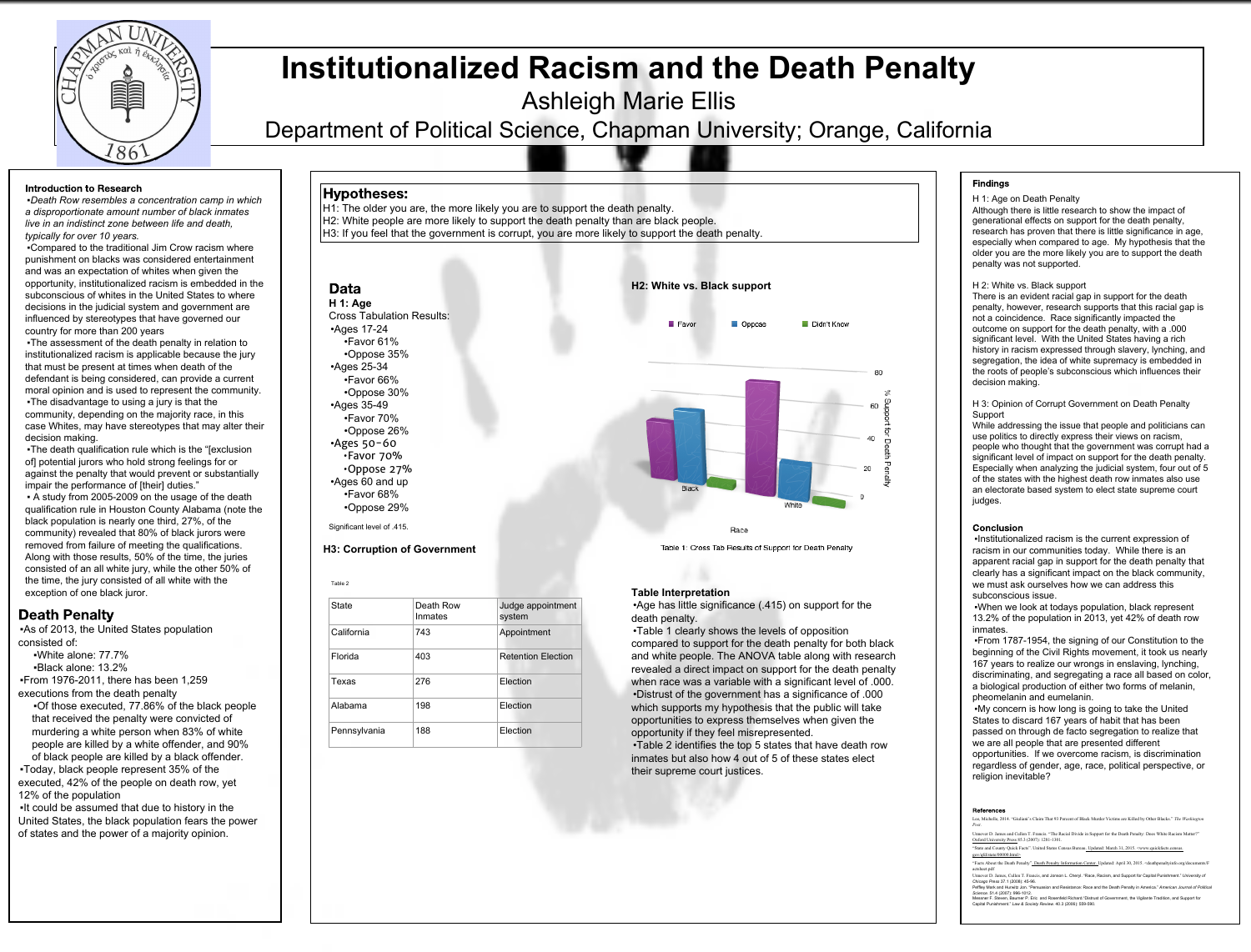# Institutionalized Racism and the Death Penalty

Ashleigh Marie Ellis

Department of Political Science, Chapman University; Orange, California

### Introduction to Research

- *Death Row resembles a concentration camp in which a disproportionate amount number of black inmates live in an indistinct zone between life and death, typically for over 10 years.*
- Compared to the traditional Jim Crow racism where punishment on blacks was considered entertainment and was an expectation of whites when given the opportunity, institutionalized racism is embedded in the subconscious of whites in the United States to where decisions in the judicial system and government are influenced by stereotypes that have governed our country for more than 200 years
- The assessment of the death penalty in relation to institutionalized racism is applicable because the jury that must be present at times when death of the defendant is being considered, can provide a current moral opinion and is used to represent the community.
- The disadvantage to using a jury is that the community, depending on the majority race, in this case Whites, may have stereotypes that may alter their decision making.
- The death qualification rule which is the "[exclusion of] potential jurors who hold strong feelings for or against the penalty that would prevent or substantially impair the performance of [their] duties."
- A study from 2005-2009 on the usage of the death qualification rule in Houston County Alabama (note the black population is nearly one third, 27%, of the community) revealed that 80% of black jurors were removed from failure of meeting the qualifications. Along with those results, 50% of the time, the juries consisted of an all white jury, while the other 50% of the time, the jury consisted of all white with the exception of one black juror.

## Death Penalty

- As of 2013, the United States population consisted of:
  - White alone: 77.7%
  - Black alone: 13.2%
- From 1976-2011, there has been 1,259 executions from the death penalty
  - Of those executed, 77.86% of the black people that received the penalty were convicted of murdering a white person when 83% of white people are killed by a white offender, and 90% of black people are killed by a black offender.
- Today, black people represent 35% of the executed, 42% of the people on death row, yet 12% of the population
- It could be assumed that due to history in the United States, the black population fears the power of states and the power of a majority opinion.

## Hypotheses:

H1: The older you are, the more likely you are to support the death penalty.
H2: White people are more likely to support the death penalty than are black people.
H3: If you feel that the government is corrupt, you are more likely to support the death penalty.

## Data

### H 1: Age

Cross Tabulation Results:

- Ages 17-24
  - Favor 61%
  - Oppose 35%
- Ages 25-34
  - Favor 66%
  - Oppose 30%
- Ages 35-49
  - Favor 70%
  - Oppose 26%
- Ages 50-60
  - Favor 70%
  - Oppose 27%
- Ages 60 and up
  - Favor 68%
  - Oppose 29%

Significant level of .415.

### H2: White vs. Black support

Favor
Oppose
Didn't Know
80
60
40
20
0
% Support for Death Penalty
Black
White
Race

Table 1: Cross Tab Results of Support for Death Penalty

### H3: Corruption of Government

Table 2

| State | Death Row Inmates | Judge appointment system |
|---|---|---|
| California | 743 | Appointment |
| Florida | 403 | Retention Election |
| Texas | 276 | Election |
| Alabama | 198 | Election |
| Pennsylvania | 188 | Election |

### Table Interpretation

- Age has little significance (.415) on support for the death penalty.
- Table 1 clearly shows the levels of opposition compared to support for the death penalty for both black and white people. The ANOVA table along with research revealed a direct impact on support for the death penalty when race was a variable with a significant level of .000.
- Distrust of the government has a significance of .000 which supports my hypothesis that the public will take opportunities to express themselves when given the opportunity if they feel misrepresented.
- Table 2 identifies the top 5 states that have death row inmates but also how 4 out of 5 of these states elect their supreme court justices.

### Findings

H 1: Age on Death Penalty

Although there is little research to show the impact of generational effects on support for the death penalty, research has proven that there is little significance in age, especially when compared to age. My hypothesis that the older you are the more likely you are to support the death penalty was not supported.

H 2: White vs. Black support

There is an evident racial gap in support for the death penalty, however, research supports that this racial gap is not a coincidence. Race significantly impacted the outcome on support for the death penalty, with a .000 significant level. With the United States having a rich history in racism expressed through slavery, lynching, and segregation, the idea of white supremacy is embedded in the roots of people's subconscious which influences their decision making.

H 3: Opinion of Corrupt Government on Death Penalty Support

While addressing the issue that people and politicians can use politics to directly express their views on racism, people who thought that the government was corrupt had a significant level of impact on support for the death penalty. Especially when analyzing the judicial system, four out of 5 of the states with the highest death row inmates also use an electorate based system to elect state supreme court judges.

### Conclusion

- Institutionalized racism is the current expression of racism in our communities today. While there is an apparent racial gap in support for the death penalty that clearly has a significant impact on the black community, we must ask ourselves how we can address this subconscious issue.
- When we look at todays population, black represent 13.2% of the population in 2013, yet 42% of death row inmates.
- From 1787-1954, the signing of our Constitution to the beginning of the Civil Rights movement, it took us nearly 167 years to realize our wrongs in enslaving, lynching, discriminating, and segregating a race all based on color, a biological production of either two forms of melanin, pheomelanin and eumelanin.
- My concern is how long is going to take the United States to discard 167 years of habit that has been passed on through de facto segregation to realize that we are all people that are presented different opportunities. If we overcome racism, is discrimination regardless of gender, age, race, political perspective, or religion inevitable?

### References

Lee, Michelle, 2014. "Giuliani's Claim That 93 Percent of Black Murder Victims are Killed by Other Blacks." *The Washington Post.*

Unnever D. James and Cullen T. Francis. "The Racial Divide in Support for the Death Penalty: Does White Racism Matter?" Oxford University Press 85.3 (2007): 1281-1301.

"State and County Quick Facts". United States Census Bureau. Updated: March 31, 2015. <www.quickfacts.census.gov/qfd/state/00000.html>

"Facts About the Death Penalty". Death Penalty Information Center. Updated: April 30, 2015. <deathpenaltyinfo.org/documents/FactSheet.pdf>

Unnever D. James, Cullen T. Francis, and Jonson L. Cheryl. "Race, Racism, and Support for Capital Punishment." University of Chicago Press 37.1 (2008): 45-96.

Peffley Mark and Hurwitz Jon. "Persuasion and Resistance: Race and the Death Penalty in America." *American Journal of Political Science.* 51.4 (2007): 996-1012.

Messner F. Steven, Baumer P. Eric, and Rosenfeld Richard "Distrust of Government, the Vigilante Tradition, and Support for Capital Punishment." *Law & Society Review.* 40.3 (2006): 559-590.